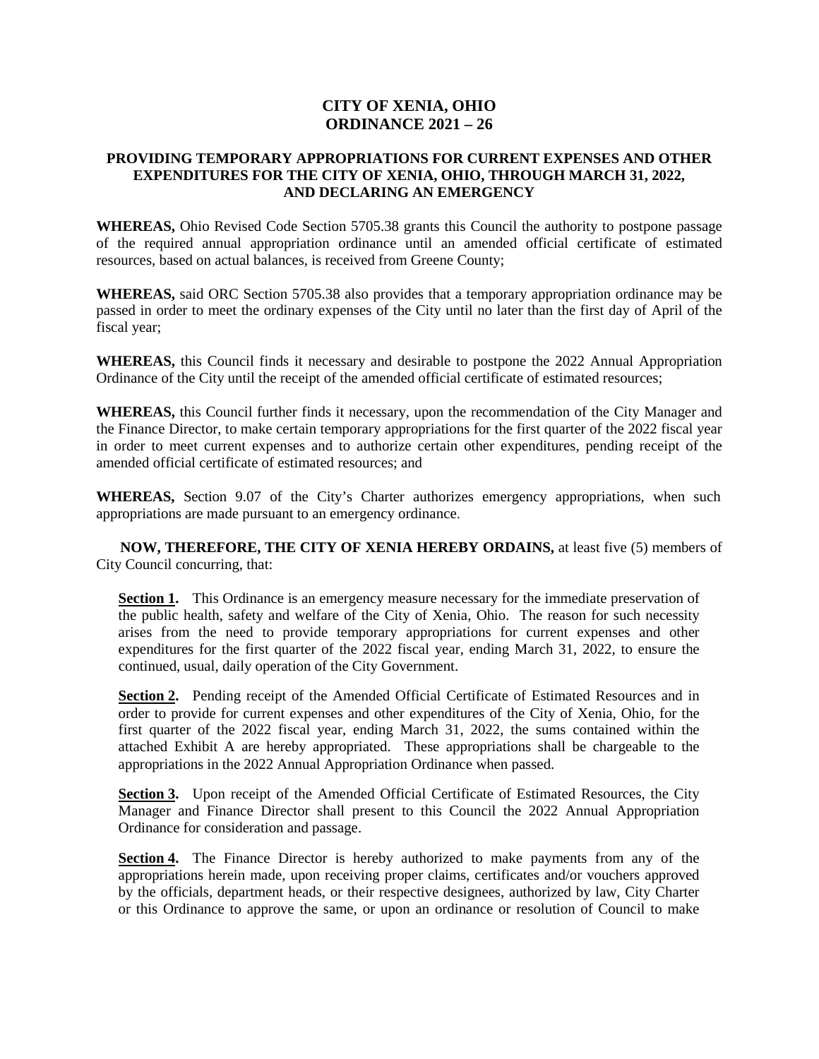# CITY OF XENIA, OHIO
# ORDINANCE 2021 – 26

## PROVIDING TEMPORARY APPROPRIATIONS FOR CURRENT EXPENSES AND OTHER EXPENDITURES FOR THE CITY OF XENIA, OHIO, THROUGH MARCH 31, 2022, AND DECLARING AN EMERGENCY

**WHEREAS,** Ohio Revised Code Section 5705.38 grants this Council the authority to postpone passage of the required annual appropriation ordinance until an amended official certificate of estimated resources, based on actual balances, is received from Greene County;

**WHEREAS,** said ORC Section 5705.38 also provides that a temporary appropriation ordinance may be passed in order to meet the ordinary expenses of the City until no later than the first day of April of the fiscal year;

**WHEREAS,** this Council finds it necessary and desirable to postpone the 2022 Annual Appropriation Ordinance of the City until the receipt of the amended official certificate of estimated resources;

**WHEREAS,** this Council further finds it necessary, upon the recommendation of the City Manager and the Finance Director, to make certain temporary appropriations for the first quarter of the 2022 fiscal year in order to meet current expenses and to authorize certain other expenditures, pending receipt of the amended official certificate of estimated resources; and

**WHEREAS,** Section 9.07 of the City's Charter authorizes emergency appropriations, when such appropriations are made pursuant to an emergency ordinance.

**NOW, THEREFORE, THE CITY OF XENIA HEREBY ORDAINS,** at least five (5) members of City Council concurring, that:

**Section 1.** This Ordinance is an emergency measure necessary for the immediate preservation of the public health, safety and welfare of the City of Xenia, Ohio. The reason for such necessity arises from the need to provide temporary appropriations for current expenses and other expenditures for the first quarter of the 2022 fiscal year, ending March 31, 2022, to ensure the continued, usual, daily operation of the City Government.

**Section 2.** Pending receipt of the Amended Official Certificate of Estimated Resources and in order to provide for current expenses and other expenditures of the City of Xenia, Ohio, for the first quarter of the 2022 fiscal year, ending March 31, 2022, the sums contained within the attached Exhibit A are hereby appropriated. These appropriations shall be chargeable to the appropriations in the 2022 Annual Appropriation Ordinance when passed.

**Section 3.** Upon receipt of the Amended Official Certificate of Estimated Resources, the City Manager and Finance Director shall present to this Council the 2022 Annual Appropriation Ordinance for consideration and passage.

**Section 4.** The Finance Director is hereby authorized to make payments from any of the appropriations herein made, upon receiving proper claims, certificates and/or vouchers approved by the officials, department heads, or their respective designees, authorized by law, City Charter or this Ordinance to approve the same, or upon an ordinance or resolution of Council to make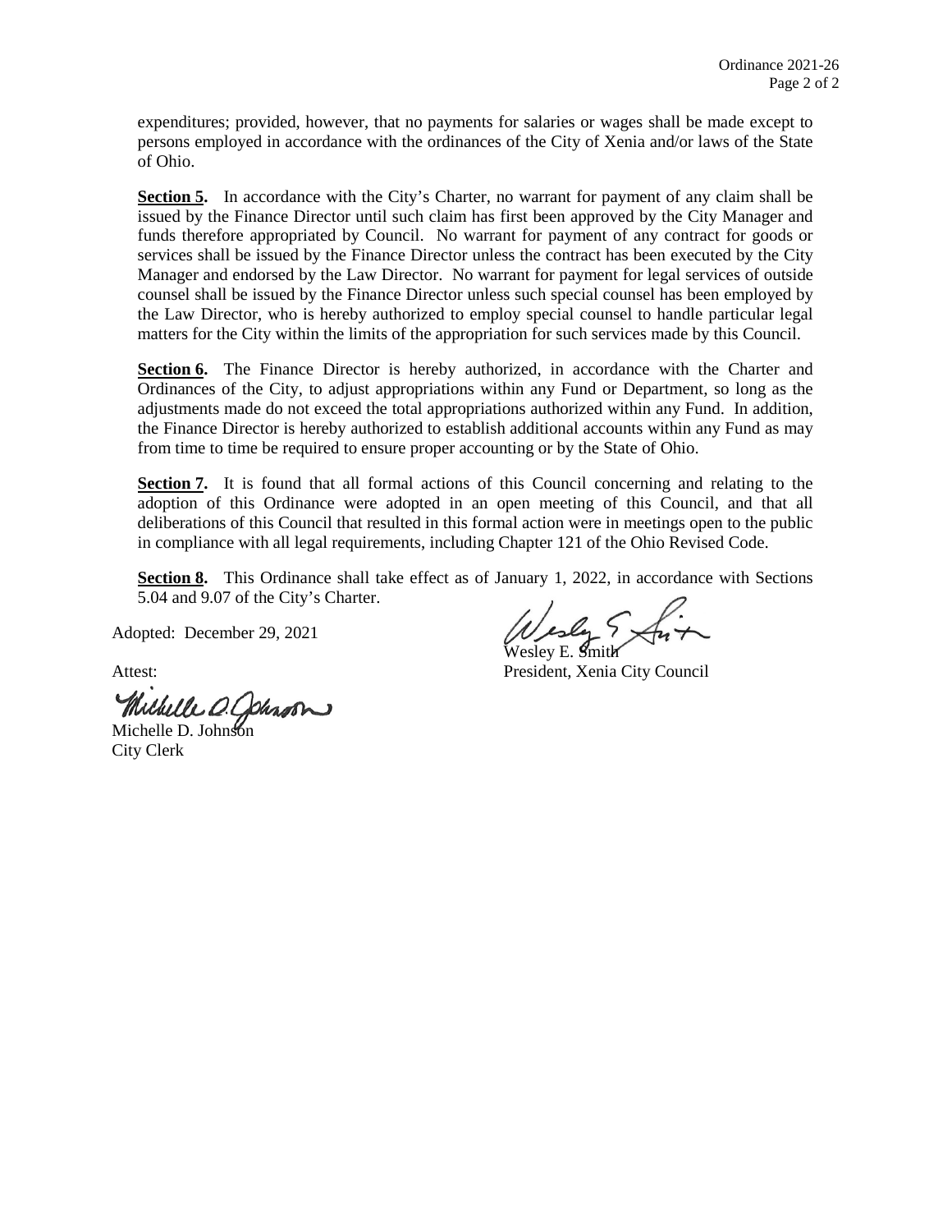expenditures; provided, however, that no payments for salaries or wages shall be made except to persons employed in accordance with the ordinances of the City of Xenia and/or laws of the State of Ohio.

**Section 5.** In accordance with the City's Charter, no warrant for payment of any claim shall be issued by the Finance Director until such claim has first been approved by the City Manager and funds therefore appropriated by Council. No warrant for payment of any contract for goods or services shall be issued by the Finance Director unless the contract has been executed by the City Manager and endorsed by the Law Director. No warrant for payment for legal services of outside counsel shall be issued by the Finance Director unless such special counsel has been employed by the Law Director, who is hereby authorized to employ special counsel to handle particular legal matters for the City within the limits of the appropriation for such services made by this Council.

**Section 6.** The Finance Director is hereby authorized, in accordance with the Charter and Ordinances of the City, to adjust appropriations within any Fund or Department, so long as the adjustments made do not exceed the total appropriations authorized within any Fund. In addition, the Finance Director is hereby authorized to establish additional accounts within any Fund as may from time to time be required to ensure proper accounting or by the State of Ohio.

**Section 7.** It is found that all formal actions of this Council concerning and relating to the adoption of this Ordinance were adopted in an open meeting of this Council, and that all deliberations of this Council that resulted in this formal action were in meetings open to the public in compliance with all legal requirements, including Chapter 121 of the Ohio Revised Code.

**Section 8.** This Ordinance shall take effect as of January 1, 2022, in accordance with Sections 5.04 and 9.07 of the City's Charter.

Adopted: December 29, 2021

Wesley E. Smith
President, Xenia City Council

Attest:

Michelle D. Johnson
City Clerk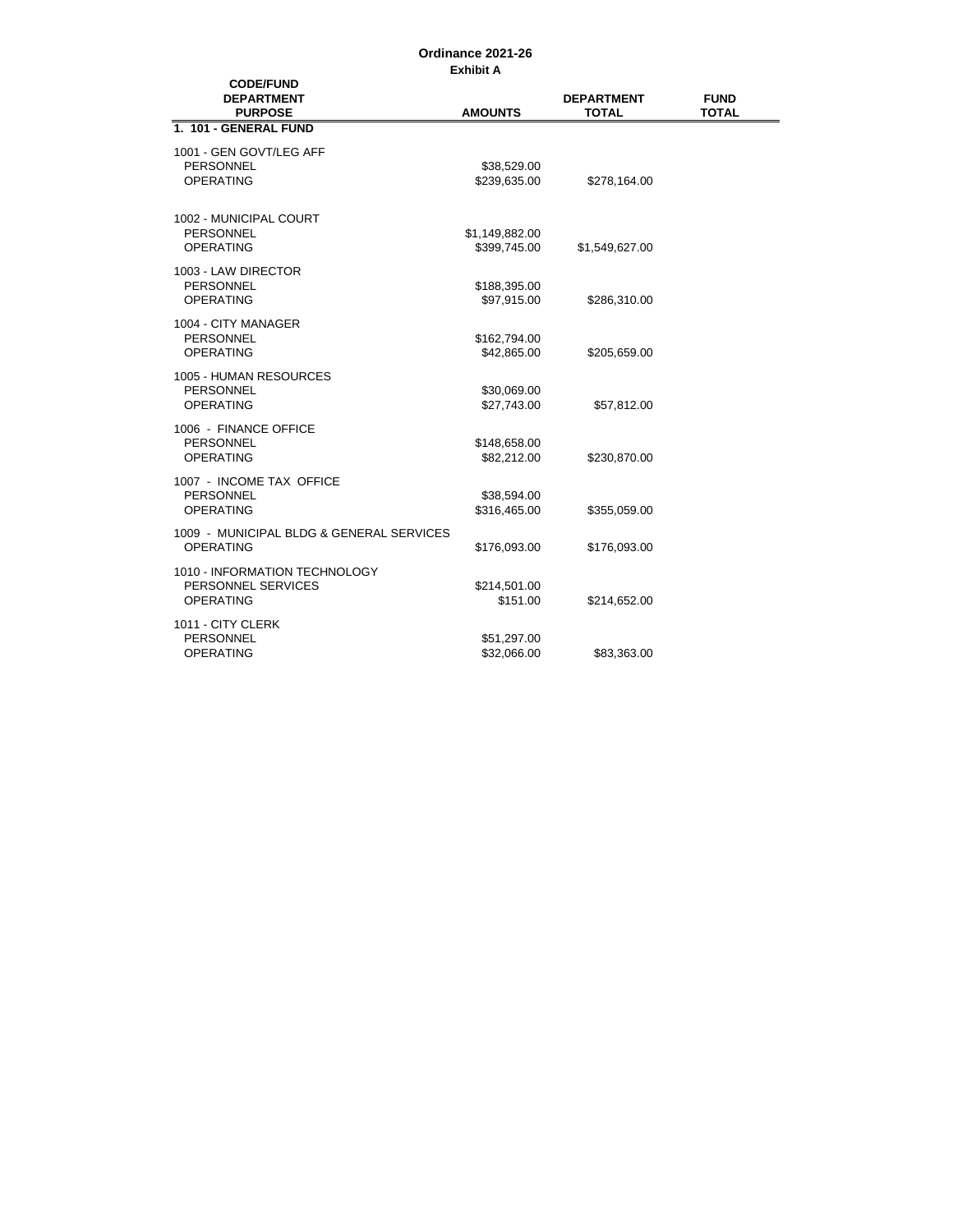**Ordinance 2021-26**
**Exhibit A**

| CODE/FUND DEPARTMENT PURPOSE | AMOUNTS | DEPARTMENT TOTAL | FUND TOTAL |
|---|---|---|---|
| **1. 101 - GENERAL FUND** | | | |
| 1001 - GEN GOVT/LEG AFF | | | |
| PERSONNEL | $38,529.00 | | |
| OPERATING | $239,635.00 | $278,164.00 | |
| 1002 - MUNICIPAL COURT | | | |
| PERSONNEL | $1,149,882.00 | | |
| OPERATING | $399,745.00 | $1,549,627.00 | |
| 1003 - LAW DIRECTOR | | | |
| PERSONNEL | $188,395.00 | | |
| OPERATING | $97,915.00 | $286,310.00 | |
| 1004 - CITY MANAGER | | | |
| PERSONNEL | $162,794.00 | | |
| OPERATING | $42,865.00 | $205,659.00 | |
| 1005 - HUMAN RESOURCES | | | |
| PERSONNEL | $30,069.00 | | |
| OPERATING | $27,743.00 | $57,812.00 | |
| 1006 - FINANCE OFFICE | | | |
| PERSONNEL | $148,658.00 | | |
| OPERATING | $82,212.00 | $230,870.00 | |
| 1007 - INCOME TAX OFFICE | | | |
| PERSONNEL | $38,594.00 | | |
| OPERATING | $316,465.00 | $355,059.00 | |
| 1009 - MUNICIPAL BLDG & GENERAL SERVICES | | | |
| OPERATING | $176,093.00 | $176,093.00 | |
| 1010 - INFORMATION TECHNOLOGY | | | |
| PERSONNEL SERVICES | $214,501.00 | | |
| OPERATING | $151.00 | $214,652.00 | |
| 1011 - CITY CLERK | | | |
| PERSONNEL | $51,297.00 | | |
| OPERATING | $32,066.00 | $83,363.00 | |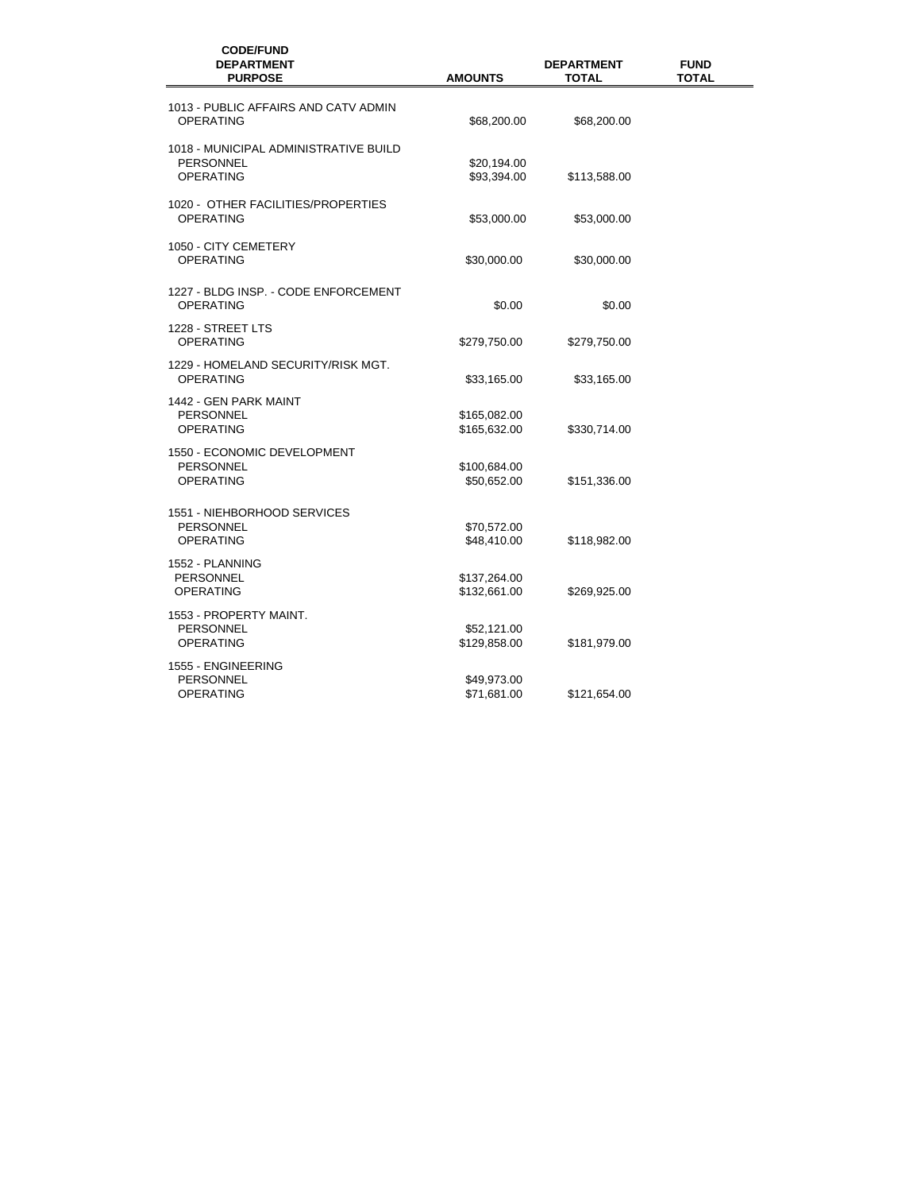| CODE/FUND DEPARTMENT PURPOSE | AMOUNTS | DEPARTMENT TOTAL | FUND TOTAL |
|---|---|---|---|
| 1013 - PUBLIC AFFAIRS AND CATV ADMIN | | | |
| OPERATING | $68,200.00 | $68,200.00 | |
| 1018 - MUNICIPAL ADMINISTRATIVE BUILD | | | |
| PERSONNEL | $20,194.00 | | |
| OPERATING | $93,394.00 | $113,588.00 | |
| 1020 - OTHER FACILITIES/PROPERTIES | | | |
| OPERATING | $53,000.00 | $53,000.00 | |
| 1050 - CITY CEMETERY | | | |
| OPERATING | $30,000.00 | $30,000.00 | |
| 1227 - BLDG INSP. - CODE ENFORCEMENT | | | |
| OPERATING | $0.00 | $0.00 | |
| 1228 - STREET LTS | | | |
| OPERATING | $279,750.00 | $279,750.00 | |
| 1229 - HOMELAND SECURITY/RISK MGT. | | | |
| OPERATING | $33,165.00 | $33,165.00 | |
| 1442 - GEN PARK MAINT | | | |
| PERSONNEL | $165,082.00 | | |
| OPERATING | $165,632.00 | $330,714.00 | |
| 1550 - ECONOMIC DEVELOPMENT | | | |
| PERSONNEL | $100,684.00 | | |
| OPERATING | $50,652.00 | $151,336.00 | |
| 1551 - NIEHBORHOOD SERVICES | | | |
| PERSONNEL | $70,572.00 | | |
| OPERATING | $48,410.00 | $118,982.00 | |
| 1552 - PLANNING | | | |
| PERSONNEL | $137,264.00 | | |
| OPERATING | $132,661.00 | $269,925.00 | |
| 1553 - PROPERTY MAINT. | | | |
| PERSONNEL | $52,121.00 | | |
| OPERATING | $129,858.00 | $181,979.00 | |
| 1555 - ENGINEERING | | | |
| PERSONNEL | $49,973.00 | | |
| OPERATING | $71,681.00 | $121,654.00 | |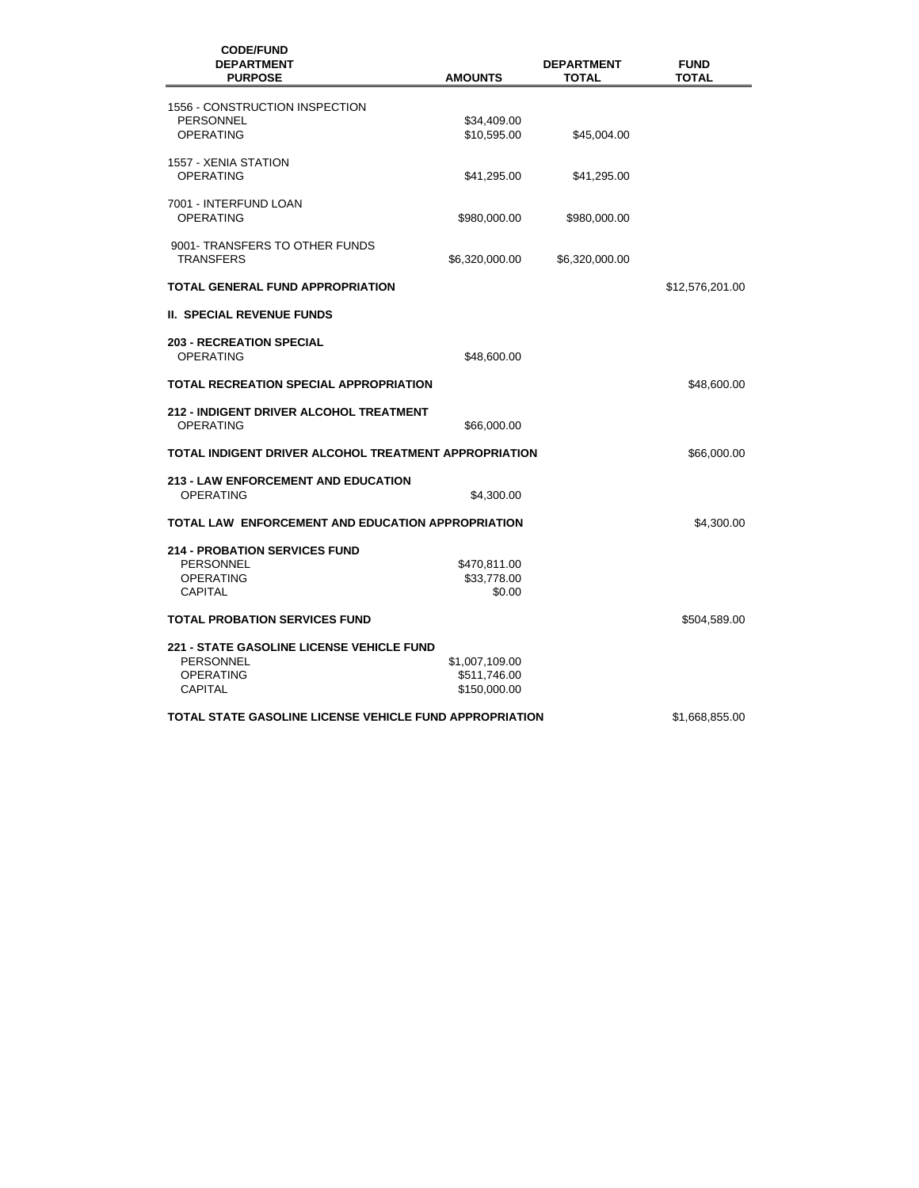| CODE/FUND<br>DEPARTMENT<br>PURPOSE | AMOUNTS | DEPARTMENT TOTAL | FUND TOTAL |
|---|---|---|---|
| 1556 - CONSTRUCTION INSPECTION | | | |
| PERSONNEL | $34,409.00 | | |
| OPERATING | $10,595.00 | $45,004.00 | |
| 1557 - XENIA STATION | | | |
| OPERATING | $41,295.00 | $41,295.00 | |
| 7001 - INTERFUND LOAN | | | |
| OPERATING | $980,000.00 | $980,000.00 | |
| 9001- TRANSFERS TO OTHER FUNDS | | | |
| TRANSFERS | $6,320,000.00 | $6,320,000.00 | |
| **TOTAL GENERAL FUND APPROPRIATION** | | | $12,576,201.00 |
| **II. SPECIAL REVENUE FUNDS** | | | |
| **203 - RECREATION SPECIAL** | | | |
| OPERATING | $48,600.00 | | |
| **TOTAL RECREATION SPECIAL APPROPRIATION** | | | $48,600.00 |
| **212 - INDIGENT DRIVER ALCOHOL TREATMENT** | | | |
| OPERATING | $66,000.00 | | |
| **TOTAL INDIGENT DRIVER ALCOHOL TREATMENT APPROPRIATION** | | | $66,000.00 |
| **213 - LAW ENFORCEMENT AND EDUCATION** | | | |
| OPERATING | $4,300.00 | | |
| **TOTAL LAW ENFORCEMENT AND EDUCATION APPROPRIATION** | | | $4,300.00 |
| **214 - PROBATION SERVICES FUND** | | | |
| PERSONNEL | $470,811.00 | | |
| OPERATING | $33,778.00 | | |
| CAPITAL | $0.00 | | |
| **TOTAL PROBATION SERVICES FUND** | | | $504,589.00 |
| **221 - STATE GASOLINE LICENSE VEHICLE FUND** | | | |
| PERSONNEL | $1,007,109.00 | | |
| OPERATING | $511,746.00 | | |
| CAPITAL | $150,000.00 | | |
| **TOTAL STATE GASOLINE LICENSE VEHICLE FUND APPROPRIATION** | | | $1,668,855.00 |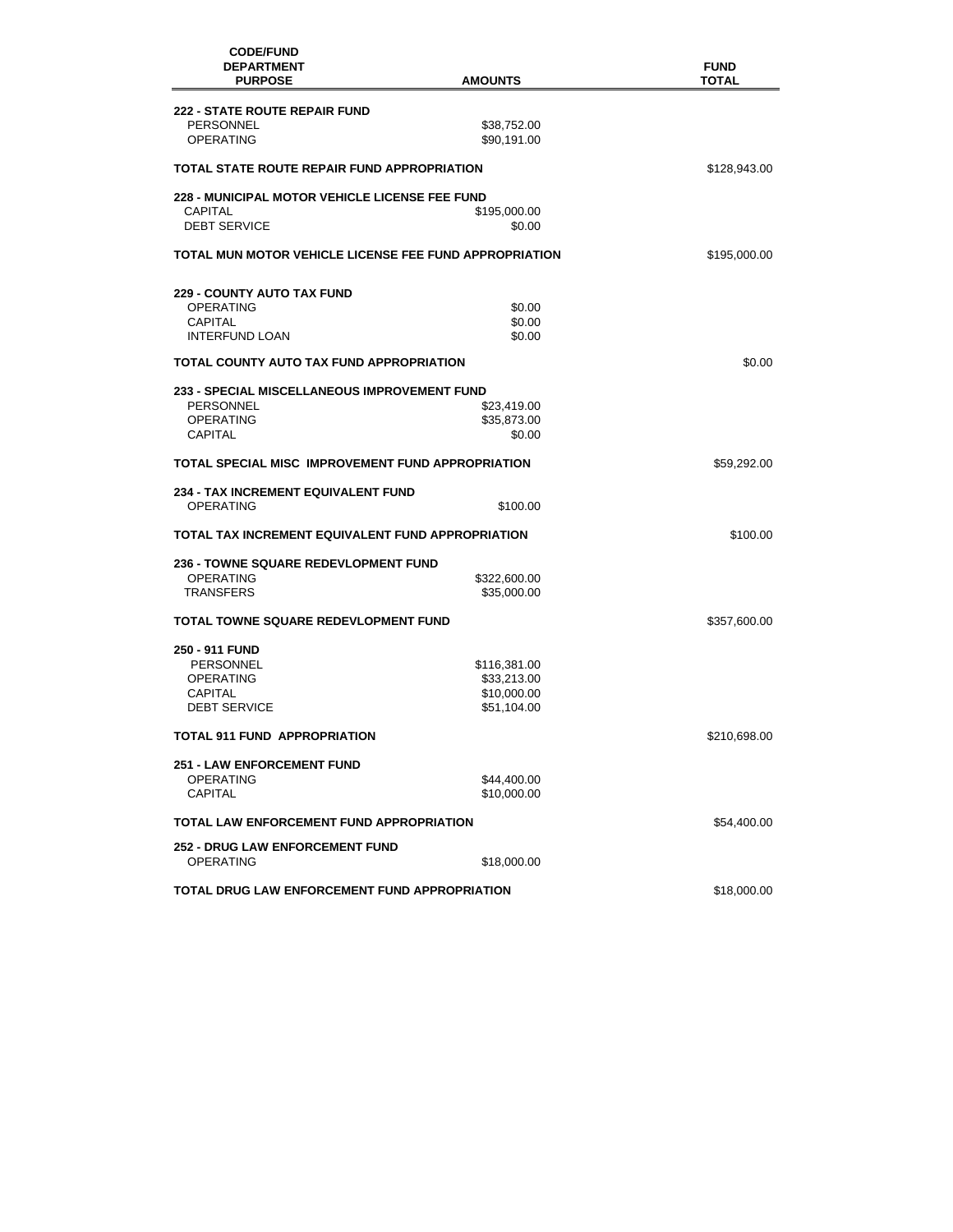| CODE/FUND DEPARTMENT PURPOSE | AMOUNTS | FUND TOTAL |
|---|---|---|
| **222 - STATE ROUTE REPAIR FUND** | | |
| PERSONNEL | $38,752.00 | |
| OPERATING | $90,191.00 | |
| **TOTAL STATE ROUTE REPAIR FUND APPROPRIATION** | | $128,943.00 |
| **228 - MUNICIPAL MOTOR VEHICLE LICENSE FEE FUND** | | |
| CAPITAL | $195,000.00 | |
| DEBT SERVICE | $0.00 | |
| **TOTAL MUN MOTOR VEHICLE LICENSE FEE FUND APPROPRIATION** | | $195,000.00 |
| **229 - COUNTY AUTO TAX FUND** | | |
| OPERATING | $0.00 | |
| CAPITAL | $0.00 | |
| INTERFUND LOAN | $0.00 | |
| **TOTAL COUNTY AUTO TAX FUND APPROPRIATION** | | $0.00 |
| **233 - SPECIAL MISCELLANEOUS IMPROVEMENT FUND** | | |
| PERSONNEL | $23,419.00 | |
| OPERATING | $35,873.00 | |
| CAPITAL | $0.00 | |
| **TOTAL SPECIAL MISC IMPROVEMENT FUND APPROPRIATION** | | $59,292.00 |
| **234 - TAX INCREMENT EQUIVALENT FUND** | | |
| OPERATING | $100.00 | |
| **TOTAL TAX INCREMENT EQUIVALENT FUND APPROPRIATION** | | $100.00 |
| **236 - TOWNE SQUARE REDEVLOPMENT FUND** | | |
| OPERATING | $322,600.00 | |
| TRANSFERS | $35,000.00 | |
| **TOTAL TOWNE SQUARE REDEVLOPMENT FUND** | | $357,600.00 |
| **250 - 911 FUND** | | |
| PERSONNEL | $116,381.00 | |
| OPERATING | $33,213.00 | |
| CAPITAL | $10,000.00 | |
| DEBT SERVICE | $51,104.00 | |
| **TOTAL 911 FUND APPROPRIATION** | | $210,698.00 |
| **251 - LAW ENFORCEMENT FUND** | | |
| OPERATING | $44,400.00 | |
| CAPITAL | $10,000.00 | |
| **TOTAL LAW ENFORCEMENT FUND APPROPRIATION** | | $54,400.00 |
| **252 - DRUG LAW ENFORCEMENT FUND** | | |
| OPERATING | $18,000.00 | |
| **TOTAL DRUG LAW ENFORCEMENT FUND APPROPRIATION** | | $18,000.00 |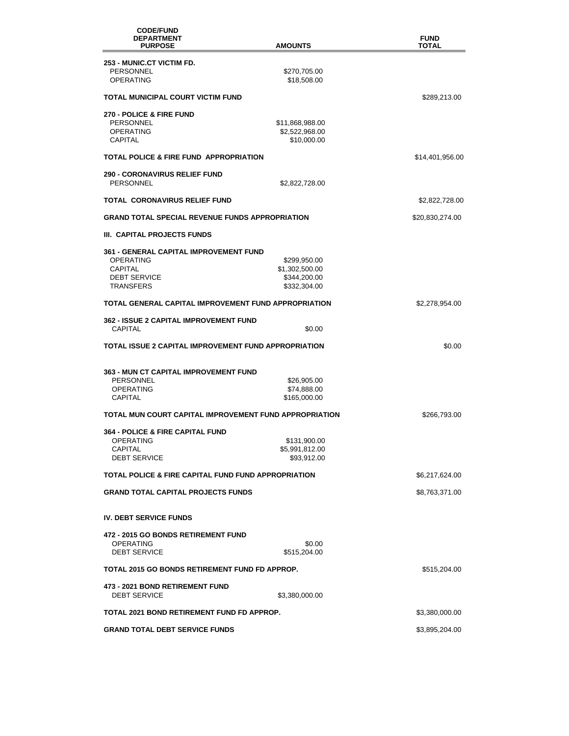| CODE/FUND DEPARTMENT PURPOSE | AMOUNTS | FUND TOTAL |
|---|---|---|
| **253 - MUNIC.CT VICTIM FD.** | | |
| PERSONNEL | $270,705.00 | |
| OPERATING | $18,508.00 | |
| **TOTAL MUNICIPAL COURT VICTIM FUND** | | $289,213.00 |
| **270 - POLICE & FIRE FUND** | | |
| PERSONNEL | $11,868,988.00 | |
| OPERATING | $2,522,968.00 | |
| CAPITAL | $10,000.00 | |
| **TOTAL POLICE & FIRE FUND APPROPRIATION** | | $14,401,956.00 |
| **290 - CORONAVIRUS RELIEF FUND** | | |
| PERSONNEL | $2,822,728.00 | |
| **TOTAL CORONAVIRUS RELIEF FUND** | | $2,822,728.00 |
| **GRAND TOTAL SPECIAL REVENUE FUNDS APPROPRIATION** | | $20,830,274.00 |
| **III. CAPITAL PROJECTS FUNDS** | | |
| **361 - GENERAL CAPITAL IMPROVEMENT FUND** | | |
| OPERATING | $299,950.00 | |
| CAPITAL | $1,302,500.00 | |
| DEBT SERVICE | $344,200.00 | |
| TRANSFERS | $332,304.00 | |
| **TOTAL GENERAL CAPITAL IMPROVEMENT FUND APPROPRIATION** | | $2,278,954.00 |
| **362 - ISSUE 2 CAPITAL IMPROVEMENT FUND** | | |
| CAPITAL | $0.00 | |
| **TOTAL ISSUE 2 CAPITAL IMPROVEMENT FUND APPROPRIATION** | | $0.00 |
| **363 - MUN CT CAPITAL IMPROVEMENT FUND** | | |
| PERSONNEL | $26,905.00 | |
| OPERATING | $74,888.00 | |
| CAPITAL | $165,000.00 | |
| **TOTAL MUN COURT CAPITAL IMPROVEMENT FUND APPROPRIATION** | | $266,793.00 |
| **364 - POLICE & FIRE CAPITAL FUND** | | |
| OPERATING | $131,900.00 | |
| CAPITAL | $5,991,812.00 | |
| DEBT SERVICE | $93,912.00 | |
| **TOTAL POLICE & FIRE CAPITAL FUND FUND APPROPRIATION** | | $6,217,624.00 |
| **GRAND TOTAL CAPITAL PROJECTS FUNDS** | | $8,763,371.00 |
| **IV. DEBT SERVICE FUNDS** | | |
| **472 - 2015 GO BONDS RETIREMENT FUND** | | |
| OPERATING | $0.00 | |
| DEBT SERVICE | $515,204.00 | |
| **TOTAL 2015 GO BONDS RETIREMENT FUND FD APPROP.** | | $515,204.00 |
| **473 - 2021 BOND RETIREMENT FUND** | | |
| DEBT SERVICE | $3,380,000.00 | |
| **TOTAL 2021 BOND RETIREMENT FUND FD APPROP.** | | $3,380,000.00 |
| **GRAND TOTAL DEBT SERVICE FUNDS** | | $3,895,204.00 |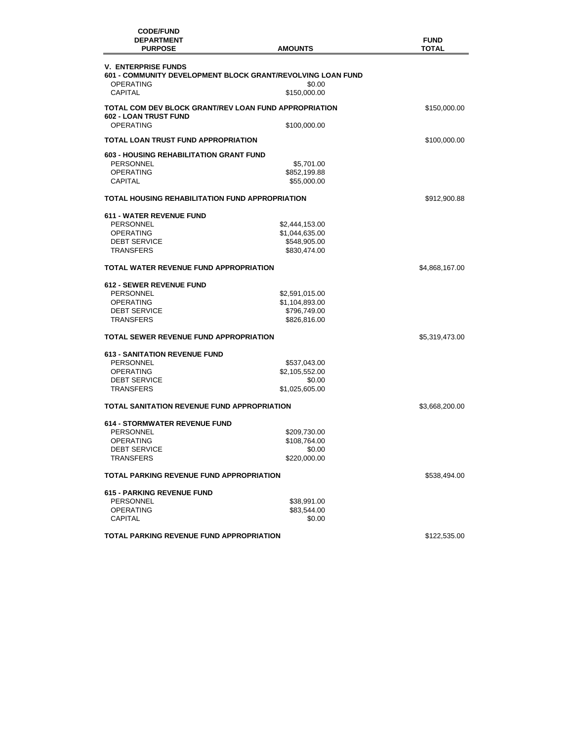| CODE/FUND DEPARTMENT PURPOSE | AMOUNTS | FUND TOTAL |
|---|---|---|
| **V. ENTERPRISE FUNDS** | | |
| **601 - COMMUNITY DEVELOPMENT BLOCK GRANT/REVOLVING LOAN FUND** | | |
| OPERATING | $0.00 | |
| CAPITAL | $150,000.00 | |
| **TOTAL COM DEV BLOCK GRANT/REV LOAN FUND APPROPRIATION** | | $150,000.00 |
| **602 - LOAN TRUST FUND** | | |
| OPERATING | $100,000.00 | |
| **TOTAL LOAN TRUST FUND APPROPRIATION** | | $100,000.00 |
| **603 - HOUSING REHABILITATION GRANT FUND** | | |
| PERSONNEL | $5,701.00 | |
| OPERATING | $852,199.88 | |
| CAPITAL | $55,000.00 | |
| **TOTAL HOUSING REHABILITATION FUND APPROPRIATION** | | $912,900.88 |
| **611 - WATER REVENUE FUND** | | |
| PERSONNEL | $2,444,153.00 | |
| OPERATING | $1,044,635.00 | |
| DEBT SERVICE | $548,905.00 | |
| TRANSFERS | $830,474.00 | |
| **TOTAL WATER REVENUE FUND APPROPRIATION** | | $4,868,167.00 |
| **612 - SEWER REVENUE FUND** | | |
| PERSONNEL | $2,591,015.00 | |
| OPERATING | $1,104,893.00 | |
| DEBT SERVICE | $796,749.00 | |
| TRANSFERS | $826,816.00 | |
| **TOTAL SEWER REVENUE FUND APPROPRIATION** | | $5,319,473.00 |
| **613 - SANITATION REVENUE FUND** | | |
| PERSONNEL | $537,043.00 | |
| OPERATING | $2,105,552.00 | |
| DEBT SERVICE | $0.00 | |
| TRANSFERS | $1,025,605.00 | |
| **TOTAL SANITATION REVENUE FUND APPROPRIATION** | | $3,668,200.00 |
| **614 - STORMWATER REVENUE FUND** | | |
| PERSONNEL | $209,730.00 | |
| OPERATING | $108,764.00 | |
| DEBT SERVICE | $0.00 | |
| TRANSFERS | $220,000.00 | |
| **TOTAL PARKING REVENUE FUND APPROPRIATION** | | $538,494.00 |
| **615 - PARKING REVENUE FUND** | | |
| PERSONNEL | $38,991.00 | |
| OPERATING | $83,544.00 | |
| CAPITAL | $0.00 | |
| **TOTAL PARKING REVENUE FUND APPROPRIATION** | | $122,535.00 |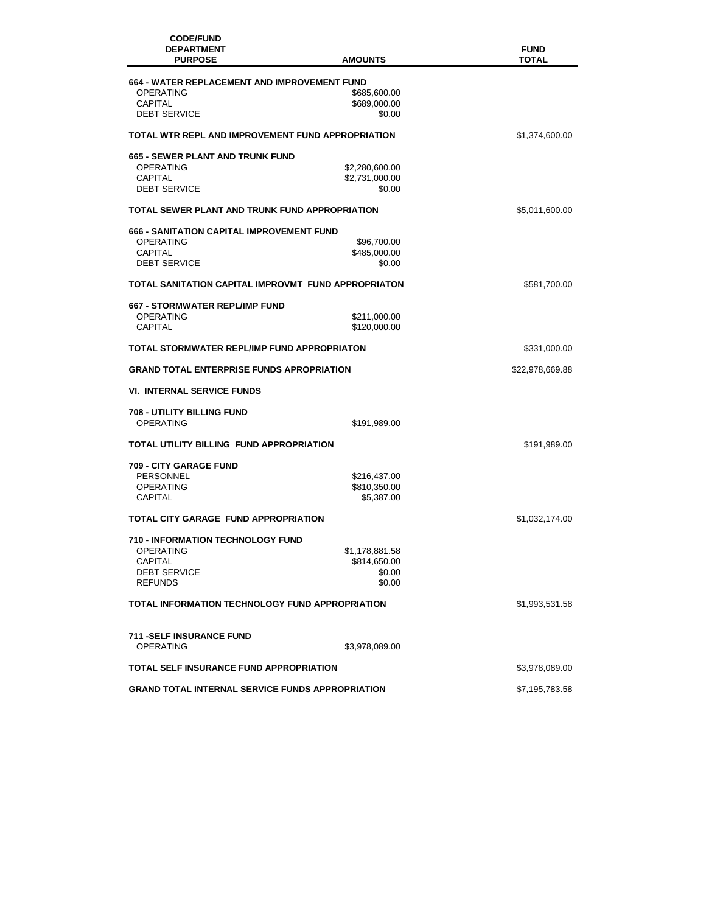| CODE/FUND<br>DEPARTMENT<br>PURPOSE | AMOUNTS | FUND<br>TOTAL |
|---|---|---|
| **664 - WATER REPLACEMENT AND IMPROVEMENT FUND** | | |
| OPERATING | $685,600.00 | |
| CAPITAL | $689,000.00 | |
| DEBT SERVICE | $0.00 | |
| **TOTAL WTR REPL AND IMPROVEMENT FUND APPROPRIATION** | | $1,374,600.00 |
| **665 - SEWER PLANT AND TRUNK FUND** | | |
| OPERATING | $2,280,600.00 | |
| CAPITAL | $2,731,000.00 | |
| DEBT SERVICE | $0.00 | |
| **TOTAL SEWER PLANT AND TRUNK FUND APPROPRIATION** | | $5,011,600.00 |
| **666 - SANITATION CAPITAL IMPROVEMENT FUND** | | |
| OPERATING | $96,700.00 | |
| CAPITAL | $485,000.00 | |
| DEBT SERVICE | $0.00 | |
| **TOTAL SANITATION CAPITAL IMPROVMT FUND APPROPRIATON** | | $581,700.00 |
| **667 - STORMWATER REPL/IMP FUND** | | |
| OPERATING | $211,000.00 | |
| CAPITAL | $120,000.00 | |
| **TOTAL STORMWATER REPL/IMP FUND APPROPRIATON** | | $331,000.00 |
| **GRAND TOTAL ENTERPRISE FUNDS APROPRIATION** | | $22,978,669.88 |
| **VI. INTERNAL SERVICE FUNDS** | | |
| **708 - UTILITY BILLING FUND** | | |
| OPERATING | $191,989.00 | |
| **TOTAL UTILITY BILLING FUND APPROPRIATION** | | $191,989.00 |
| **709 - CITY GARAGE FUND** | | |
| PERSONNEL | $216,437.00 | |
| OPERATING | $810,350.00 | |
| CAPITAL | $5,387.00 | |
| **TOTAL CITY GARAGE FUND APPROPRIATION** | | $1,032,174.00 |
| **710 - INFORMATION TECHNOLOGY FUND** | | |
| OPERATING | $1,178,881.58 | |
| CAPITAL | $814,650.00 | |
| DEBT SERVICE | $0.00 | |
| REFUNDS | $0.00 | |
| **TOTAL INFORMATION TECHNOLOGY FUND APPROPRIATION** | | $1,993,531.58 |
| **711 -SELF INSURANCE FUND** | | |
| OPERATING | $3,978,089.00 | |
| **TOTAL SELF INSURANCE FUND APPROPRIATION** | | $3,978,089.00 |
| **GRAND TOTAL INTERNAL SERVICE FUNDS APPROPRIATION** | | $7,195,783.58 |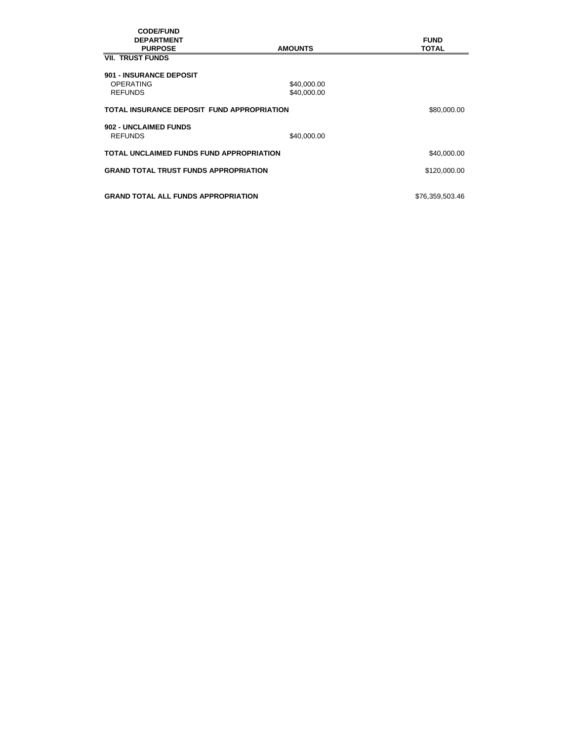| CODE/FUND DEPARTMENT PURPOSE | AMOUNTS | FUND TOTAL |
| --- | --- | --- |
| **VII. TRUST FUNDS** | | |
| **901 - INSURANCE DEPOSIT** | | |
| OPERATING | $40,000.00 | |
| REFUNDS | $40,000.00 | |
| **TOTAL INSURANCE DEPOSIT FUND APPROPRIATION** | | $80,000.00 |
| **902 - UNCLAIMED FUNDS** | | |
| REFUNDS | $40,000.00 | |
| **TOTAL UNCLAIMED FUNDS FUND APPROPRIATION** | | $40,000.00 |
| **GRAND TOTAL TRUST FUNDS APPROPRIATION** | | $120,000.00 |
| **GRAND TOTAL ALL FUNDS APPROPRIATION** | | $76,359,503.46 |